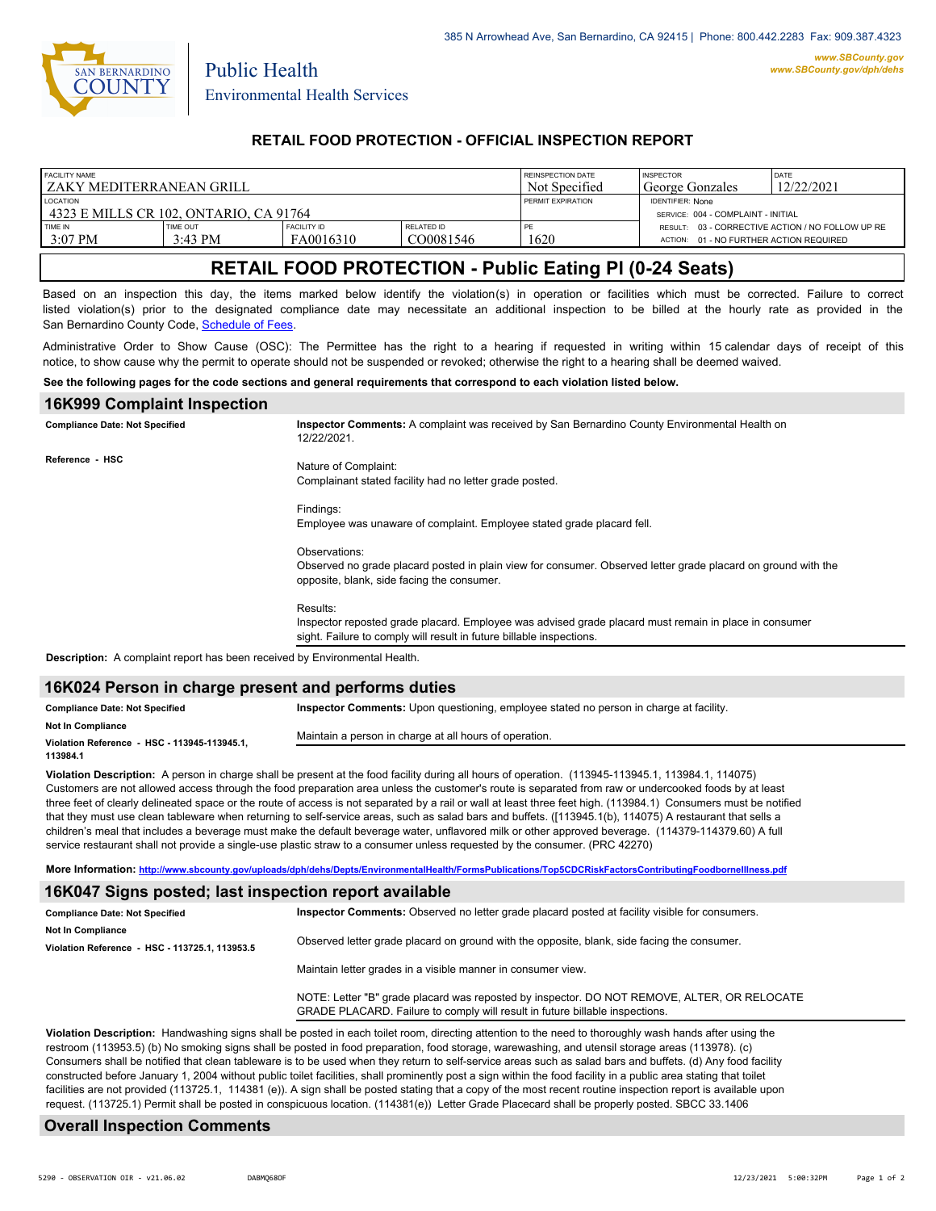385 N Arrowhead Ave, San Bernardino, CA 92415 | Phone: 800.442.2283 Fax: 909.387.4323

www.SBCounty.gov
www.SBCounty.gov/dph/dehs

San Bernardino County
Public Health
Environmental Health Services

## RETAIL FOOD PROTECTION - OFFICIAL INSPECTION REPORT

| FACILITY NAME | | | | REINSPECTION DATE | INSPECTOR | DATE |
|---|---|---|---|---|---|---|
| ZAKY MEDITERRANEAN GRILL | | | | Not Specified | George Gonzales | 12/22/2021 |
| LOCATION | | | | PERMIT EXPIRATION | IDENTIFIER: None | |
| 4323 E MILLS CR 102, ONTARIO, CA 91764 | | | | | SERVICE: 004 - COMPLAINT - INITIAL | |
| TIME IN | TIME OUT | FACILITY ID | RELATED ID | PE | RESULT: 03 - CORRECTIVE ACTION / NO FOLLOW UP RE | |
| 3:07 PM | 3:43 PM | FA0016310 | CO0081546 | 1620 | ACTION: 01 - NO FURTHER ACTION REQUIRED | |

# RETAIL FOOD PROTECTION - Public Eating Pl (0-24 Seats)

Based on an inspection this day, the items marked below identify the violation(s) in operation or facilities which must be corrected. Failure to correct listed violation(s) prior to the designated compliance date may necessitate an additional inspection to be billed at the hourly rate as provided in the San Bernardino County Code, Schedule of Fees.

Administrative Order to Show Cause (OSC): The Permittee has the right to a hearing if requested in writing within 15 calendar days of receipt of this notice, to show cause why the permit to operate should not be suspended or revoked; otherwise the right to a hearing shall be deemed waived.

**See the following pages for the code sections and general requirements that correspond to each violation listed below.**

## 16K999 Complaint Inspection

**Compliance Date: Not Specified**

**Reference - HSC**

**Inspector Comments:** A complaint was received by San Bernardino County Environmental Health on 12/22/2021.

Nature of Complaint:
Complainant stated facility had no letter grade posted.

Findings:
Employee was unaware of complaint. Employee stated grade placard fell.

Observations:
Observed no grade placard posted in plain view for consumer. Observed letter grade placard on ground with the opposite, blank, side facing the consumer.

Results:
Inspector reposted grade placard. Employee was advised grade placard must remain in place in consumer sight. Failure to comply will result in future billable inspections.

**Description:** A complaint report has been received by Environmental Health.

## 16K024 Person in charge present and performs duties

**Compliance Date: Not Specified**

**Not In Compliance**

**Violation Reference - HSC - 113945-113945.1, 113984.1**

**Inspector Comments:** Upon questioning, employee stated no person in charge at facility.

Maintain a person in charge at all hours of operation.

**Violation Description:** A person in charge shall be present at the food facility during all hours of operation. (113945-113945.1, 113984.1, 114075) Customers are not allowed access through the food preparation area unless the customer's route is separated from raw or undercooked foods by at least three feet of clearly delineated space or the route of access is not separated by a rail or wall at least three feet high. (113984.1) Consumers must be notified that they must use clean tableware when returning to self-service areas, such as salad bars and buffets. ([113945.1(b), 114075) A restaurant that sells a children's meal that includes a beverage must make the default beverage water, unflavored milk or other approved beverage. (114379-114379.60) A full service restaurant shall not provide a single-use plastic straw to a consumer unless requested by the consumer. (PRC 42270)

**More Information:** http://www.sbcounty.gov/uploads/dph/dehs/Depts/EnvironmentalHealth/FormsPublications/Top5CDCRiskFactorsContributingFoodborneIllness.pdf

## 16K047 Signs posted; last inspection report available

**Compliance Date: Not Specified**

**Not In Compliance**

**Violation Reference - HSC - 113725.1, 113953.5**

**Inspector Comments:** Observed no letter grade placard posted at facility visible for consumers.

Observed letter grade placard on ground with the opposite, blank, side facing the consumer.

Maintain letter grades in a visible manner in consumer view.

NOTE: Letter "B" grade placard was reposted by inspector. DO NOT REMOVE, ALTER, OR RELOCATE GRADE PLACARD. Failure to comply will result in future billable inspections.

**Violation Description:** Handwashing signs shall be posted in each toilet room, directing attention to the need to thoroughly wash hands after using the restroom (113953.5) (b) No smoking signs shall be posted in food preparation, food storage, warewashing, and utensil storage areas (113978). (c) Consumers shall be notified that clean tableware is to be used when they return to self-service areas such as salad bars and buffets. (d) Any food facility constructed before January 1, 2004 without public toilet facilities, shall prominently post a sign within the food facility in a public area stating that toilet facilities are not provided (113725.1, 114381 (e)). A sign shall be posted stating that a copy of the most recent routine inspection report is available upon request. (113725.1) Permit shall be posted in conspicuous location. (114381(e)) Letter Grade Placecard shall be properly posted. SBCC 33.1406

## Overall Inspection Comments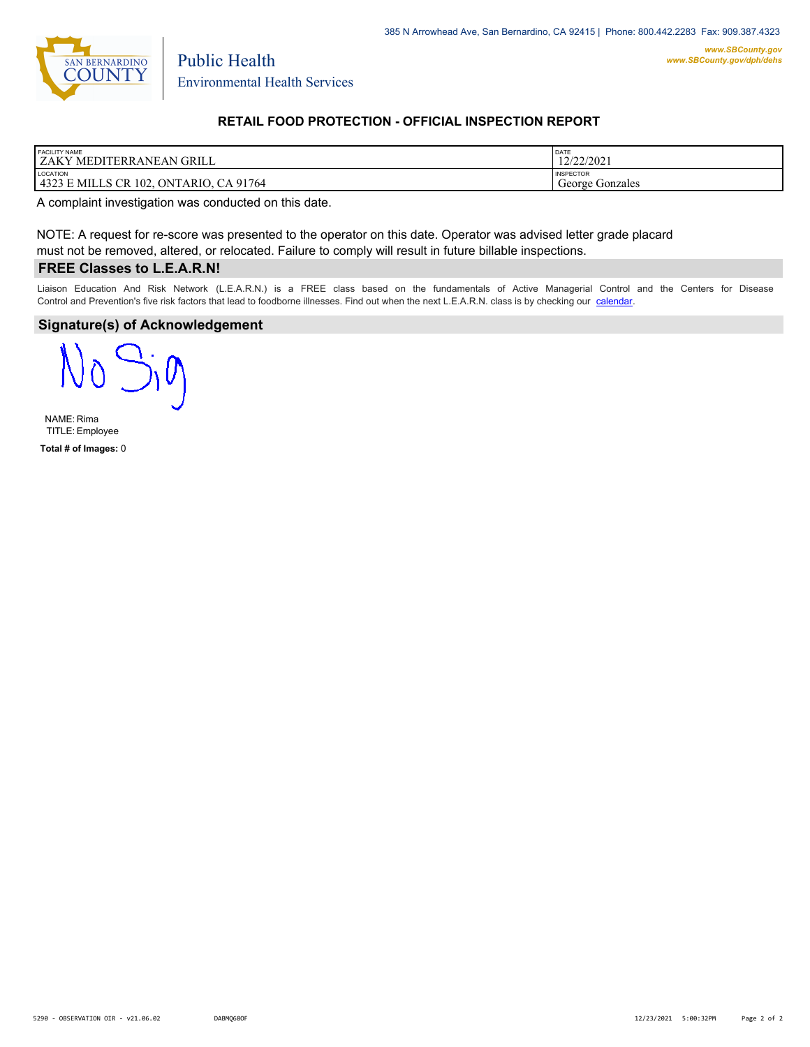385 N Arrowhead Ave, San Bernardino, CA 92415 | Phone: 800.442.2283 Fax: 909.387.4323

www.SBCounty.gov
www.SBCounty.gov/dph/dehs

SAN BERNARDINO COUNTY

Public Health
Environmental Health Services

## RETAIL FOOD PROTECTION - OFFICIAL INSPECTION REPORT

| | |
|---|---|
| FACILITY NAME<br>ZAKY MEDITERRANEAN GRILL | DATE<br>12/22/2021 |
| LOCATION<br>4323 E MILLS CR 102, ONTARIO, CA 91764 | INSPECTOR<br>George Gonzales |

A complaint investigation was conducted on this date.

NOTE: A request for re-score was presented to the operator on this date. Operator was advised letter grade placard must not be removed, altered, or relocated. Failure to comply will result in future billable inspections.

### FREE Classes to L.E.A.R.N!

Liaison Education And Risk Network (L.E.A.R.N.) is a FREE class based on the fundamentals of Active Managerial Control and the Centers for Disease Control and Prevention's five risk factors that lead to foodborne illnesses. Find out when the next L.E.A.R.N. class is by checking our calendar.

### Signature(s) of Acknowledgement

No Sig

NAME: Rima
TITLE: Employee

**Total # of Images:** 0

5290 - OBSERVATION OIR - v21.06.02 DABMQ68OF 12/23/2021 5:00:32PM